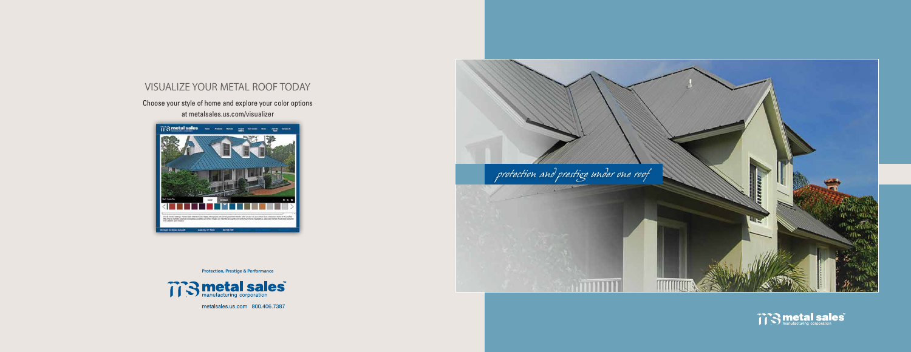## VISUALIZE YOUR METAL ROOF TODAY

Choose your style of home and explore your color options at metalsales.us.com/visualizer

**Protection, Prestige & Performance**

metal sales manufacturing corporation

metalsales.us.com 800.406.7387

*protection and prestige under one roof*

metal sales manufacturing corporation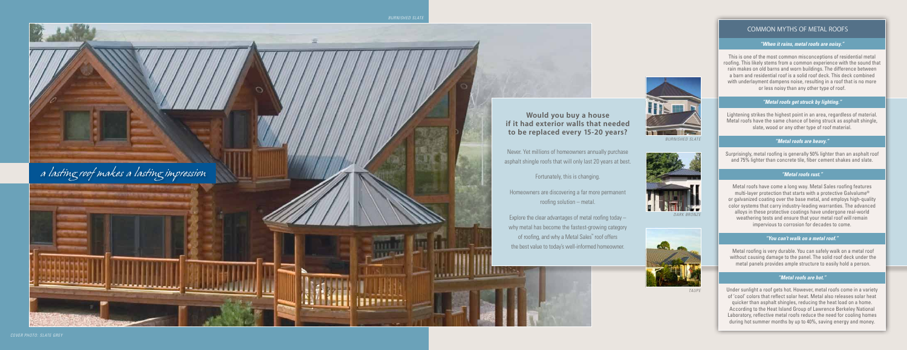*BURNISHED SLATE*

*a lasting roof makes a lasting impression*

### Would you buy a house if it had exterior walls that needed to be replaced every 15-20 years?

Never. Yet millions of homeowners annually purchase asphalt shingle roofs that will only last 20 years at best.

Fortunately, this is changing.

Homeowners are discovering a far more permanent roofing solution – metal.

Explore the clear advantages of metal roofing today – why metal has become the fastest-growing category of roofing, and why a Metal Sales® roof offers the best value to today's well-informed homeowner.

*BURNISHED SLATE*

*DARK BRONZE*

*TAUPE*

## COMMON MYTHS OF METAL ROOFS

#### *"When it rains, metal roofs are noisy."*

This is one of the most common misconceptions of residential metal roofing. This likely stems from a common experience with the sound that rain makes on old barns and worn buildings. The difference between a barn and residential roof is a solid roof deck. This deck combined with underlayment dampens noise, resulting in a roof that is no more or less noisy than any other type of roof.

#### *"Metal roofs get struck by lighting."*

Lightening strikes the highest point in an area, regardless of material. Metal roofs have the same chance of being struck as asphalt shingle, slate, wood or any other type of roof material.

#### *"Metal roofs are heavy."*

Surprisingly, metal roofing is generally 50% lighter than an asphalt roof and 75% lighter than concrete tile, fiber cement shakes and slate.

#### *"Metal roofs rust."*

Metal roofs have come a long way. Metal Sales roofing features multi-layer protection that starts with a protective Galvalume® or galvanized coating over the base metal, and employs high-quality color systems that carry industry-leading warranties. The advanced alloys in these protective coatings have undergone real-world weathering tests and ensure that your metal roof will remain impervious to corrosion for decades to come.

#### *"You can't walk on a metal roof."*

Metal roofing is very durable. You can safely walk on a metal roof without causing damage to the panel. The solid roof deck under the metal panels provides ample structure to easily hold a person.

#### *"Metal roofs are hot."*

Under sunlight a roof gets hot. However, metal roofs come in a variety of 'cool' colors that reflect solar heat. Metal also releases solar heat quicker than asphalt shingles, reducing the heat load on a home. According to the Heat Island Group of Lawrence Berkeley National Laboratory, reflective metal roofs reduce the need for cooling homes during hot summer months by up to 40%, saving energy and money.

*COVER PHOTO: SLATE GREY*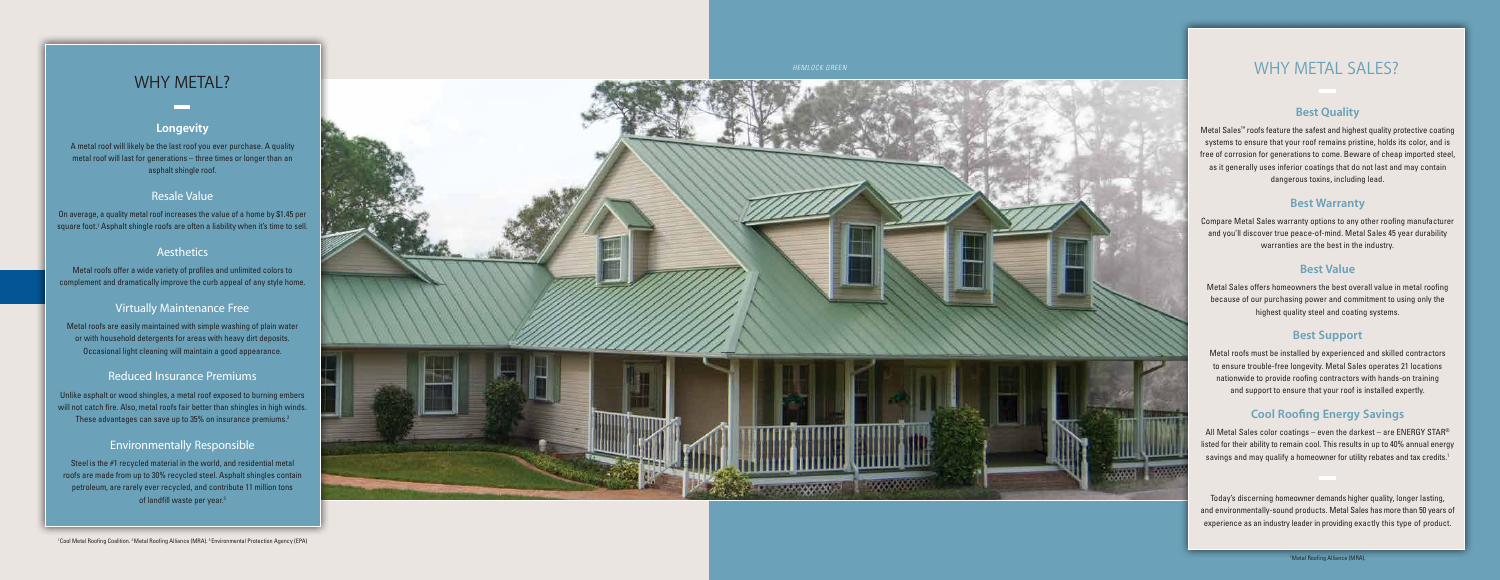# WHY METAL?

### Longevity

A metal roof will likely be the last roof you ever purchase. A quality metal roof will last for generations – three times or longer than an asphalt shingle roof.

### Resale Value

On average, a quality metal roof increases the value of a home by $1.45 per square foot.[1] Asphalt shingle roofs are often a liability when it's time to sell.

### Aesthetics

Metal roofs offer a wide variety of profiles and unlimited colors to complement and dramatically improve the curb appeal of any style home.

### Virtually Maintenance Free

Metal roofs are easily maintained with simple washing of plain water or with household detergents for areas with heavy dirt deposits. Occasional light cleaning will maintain a good appearance.

### Reduced Insurance Premiums

Unlike asphalt or wood shingles, a metal roof exposed to burning embers will not catch fire. Also, metal roofs fair better than shingles in high winds. These advantages can save up to 35% on insurance premiums.[2]

### Environmentally Responsible

Steel is the #1 recycled material in the world, and residential metal roofs are made from up to 30% recycled steel. Asphalt shingles contain petroleum, are rarely ever recycled, and contribute 11 million tons of landfill waste per year.[3]

[1] Cool Metal Roofing Coalition. [2] Metal Roofing Alliance (MRA). [3] Environmental Protection Agency (EPA)

*HEMLOCK GREEN*

# WHY METAL SALES?

### Best Quality

Metal Sales™ roofs feature the safest and highest quality protective coating systems to ensure that your roof remains pristine, holds its color, and is free of corrosion for generations to come. Beware of cheap imported steel, as it generally uses inferior coatings that do not last and may contain dangerous toxins, including lead.

### Best Warranty

Compare Metal Sales warranty options to any other roofing manufacturer and you'll discover true peace-of-mind. Metal Sales 45 year durability warranties are the best in the industry.

### Best Value

Metal Sales offers homeowners the best overall value in metal roofing because of our purchasing power and commitment to using only the highest quality steel and coating systems.

### Best Support

Metal roofs must be installed by experienced and skilled contractors to ensure trouble-free longevity. Metal Sales operates 21 locations nationwide to provide roofing contractors with hands-on training and support to ensure that your roof is installed expertly.

### Cool Roofing Energy Savings

All Metal Sales color coatings – even the darkest – are ENERGY STAR® listed for their ability to remain cool. This results in up to 40% annual energy savings and may qualify a homeowner for utility rebates and tax credits.[1]

Today's discerning homeowner demands higher quality, longer lasting, and environmentally-sound products. Metal Sales has more than 50 years of experience as an industry leader in providing exactly this type of product.

[1] Metal Roofing Alliance (MRA).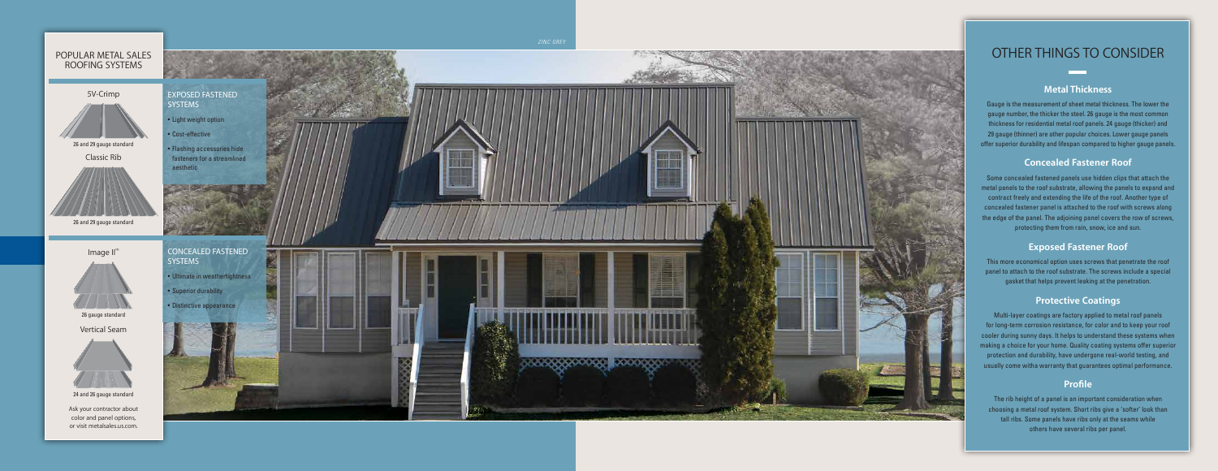## POPULAR METAL SALES ROOFING SYSTEMS

5V-Crimp

26 and 29 gauge standard

Classic Rib

26 and 29 gauge standard

### EXPOSED FASTENED SYSTEMS

- Light weight option
- Cost-effective
- Flashing accessories hide fasteners for a streamlined aesthetic

Image II™

26 gauge standard

Vertical Seam

24 and 26 gauge standard

### CONCEALED FASTENED SYSTEMS

- Ultimate in weathertightness
- Superior durability
- Distinctive appearance

Ask your contractor about color and panel options, or visit metalsales.us.com.

*ZINC GREY*

# OTHER THINGS TO CONSIDER

### Metal Thickness

Gauge is the measurement of sheet metal thickness. The lower the gauge number, the thicker the steel. 26 gauge is the most common thickness for residential metal roof panels. 24 gauge (thicker) and 29 gauge (thinner) are other popular choices. Lower gauge panels offer superior durability and lifespan compared to higher gauge panels.

### Concealed Fastener Roof

Some concealed fastened panels use hidden clips that attach the metal panels to the roof substrate, allowing the panels to expand and contract freely and extending the life of the roof. Another type of concealed fastener panel is attached to the roof with screws along the edge of the panel. The adjoining panel covers the row of screws, protecting them from rain, snow, ice and sun.

### Exposed Fastener Roof

This more economical option uses screws that penetrate the roof panel to attach to the roof substrate. The screws include a special gasket that helps prevent leaking at the penetration.

### Protective Coatings

Multi-layer coatings are factory applied to metal roof panels for long-term corrosion resistance, for color and to keep your roof cooler during sunny days. It helps to understand these systems when making a choice for your home. Quality coating systems offer superior protection and durability, have undergone real-world testing, and usually come witha warranty that guarantees optimal performance.

### Profile

The rib height of a panel is an important consideration when choosing a metal roof system. Short ribs give a 'softer' look than tall ribs. Some panels have ribs only at the seams while others have several ribs per panel.